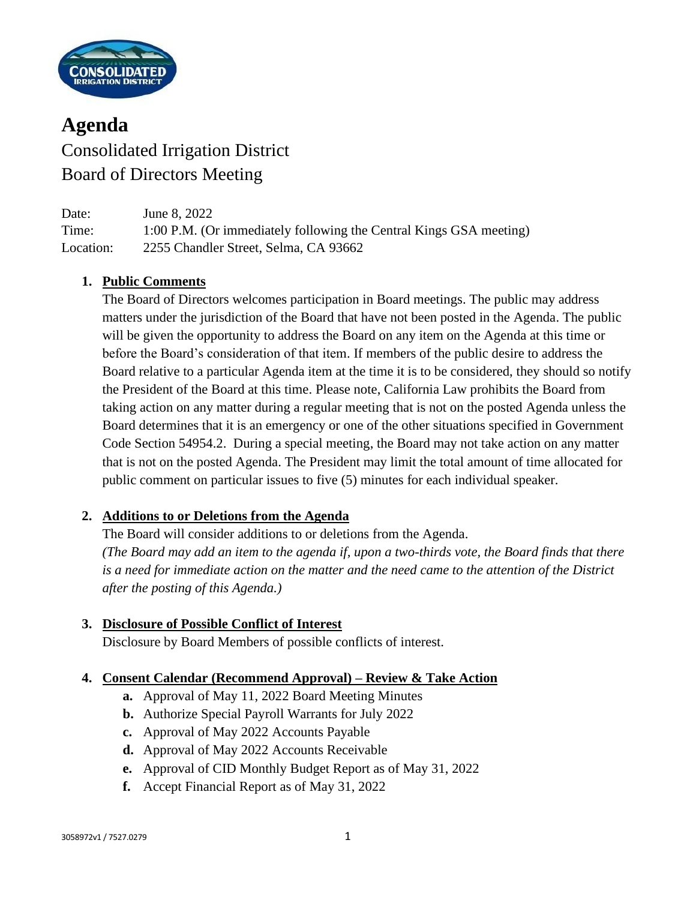# Agenda

Consolidated Irrigation District
Board of Directors Meeting

Date: June 8, 2022
Time: 1:00 P.M. (Or immediately following the Central Kings GSA meeting)
Location: 2255 Chandler Street, Selma, CA 93662

1. **Public Comments**
   The Board of Directors welcomes participation in Board meetings. The public may address matters under the jurisdiction of the Board that have not been posted in the Agenda. The public will be given the opportunity to address the Board on any item on the Agenda at this time or before the Board's consideration of that item. If members of the public desire to address the Board relative to a particular Agenda item at the time it is to be considered, they should so notify the President of the Board at this time. Please note, California Law prohibits the Board from taking action on any matter during a regular meeting that is not on the posted Agenda unless the Board determines that it is an emergency or one of the other situations specified in Government Code Section 54954.2. During a special meeting, the Board may not take action on any matter that is not on the posted Agenda. The President may limit the total amount of time allocated for public comment on particular issues to five (5) minutes for each individual speaker.

2. **Additions to or Deletions from the Agenda**
   The Board will consider additions to or deletions from the Agenda.
   *(The Board may add an item to the agenda if, upon a two-thirds vote, the Board finds that there is a need for immediate action on the matter and the need came to the attention of the District after the posting of this Agenda.)*

3. **Disclosure of Possible Conflict of Interest**
   Disclosure by Board Members of possible conflicts of interest.

4. **Consent Calendar (Recommend Approval) – Review & Take Action**
   - **a.** Approval of May 11, 2022 Board Meeting Minutes
   - **b.** Authorize Special Payroll Warrants for July 2022
   - **c.** Approval of May 2022 Accounts Payable
   - **d.** Approval of May 2022 Accounts Receivable
   - **e.** Approval of CID Monthly Budget Report as of May 31, 2022
   - **f.** Accept Financial Report as of May 31, 2022

3058972v1 / 7527.0279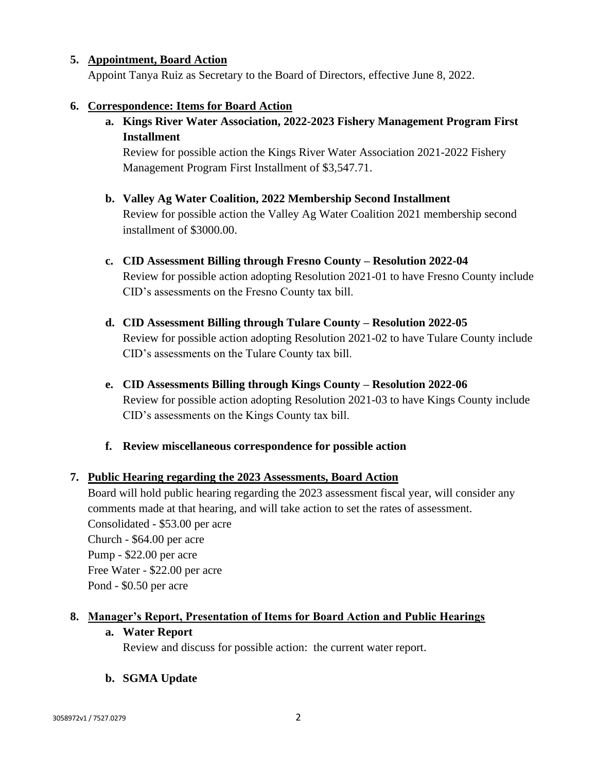5. **Appointment, Board Action**

   Appoint Tanya Ruiz as Secretary to the Board of Directors, effective June 8, 2022.

6. **Correspondence: Items for Board Action**

   a. **Kings River Water Association, 2022-2023 Fishery Management Program First Installment**

      Review for possible action the Kings River Water Association 2021-2022 Fishery Management Program First Installment of $3,547.71.

   b. **Valley Ag Water Coalition, 2022 Membership Second Installment**

      Review for possible action the Valley Ag Water Coalition 2021 membership second installment of $3000.00.

   c. **CID Assessment Billing through Fresno County – Resolution 2022-04**

      Review for possible action adopting Resolution 2021-01 to have Fresno County include CID's assessments on the Fresno County tax bill.

   d. **CID Assessment Billing through Tulare County – Resolution 2022-05**

      Review for possible action adopting Resolution 2021-02 to have Tulare County include CID's assessments on the Tulare County tax bill.

   e. **CID Assessments Billing through Kings County – Resolution 2022-06**

      Review for possible action adopting Resolution 2021-03 to have Kings County include CID's assessments on the Kings County tax bill.

   f. **Review miscellaneous correspondence for possible action**

7. **Public Hearing regarding the 2023 Assessments, Board Action**

   Board will hold public hearing regarding the 2023 assessment fiscal year, will consider any comments made at that hearing, and will take action to set the rates of assessment.

   Consolidated - $53.00 per acre
   Church - $64.00 per acre
   Pump - $22.00 per acre
   Free Water - $22.00 per acre
   Pond - $0.50 per acre

8. **Manager's Report, Presentation of Items for Board Action and Public Hearings**

   a. **Water Report**

      Review and discuss for possible action: the current water report.

   b. **SGMA Update**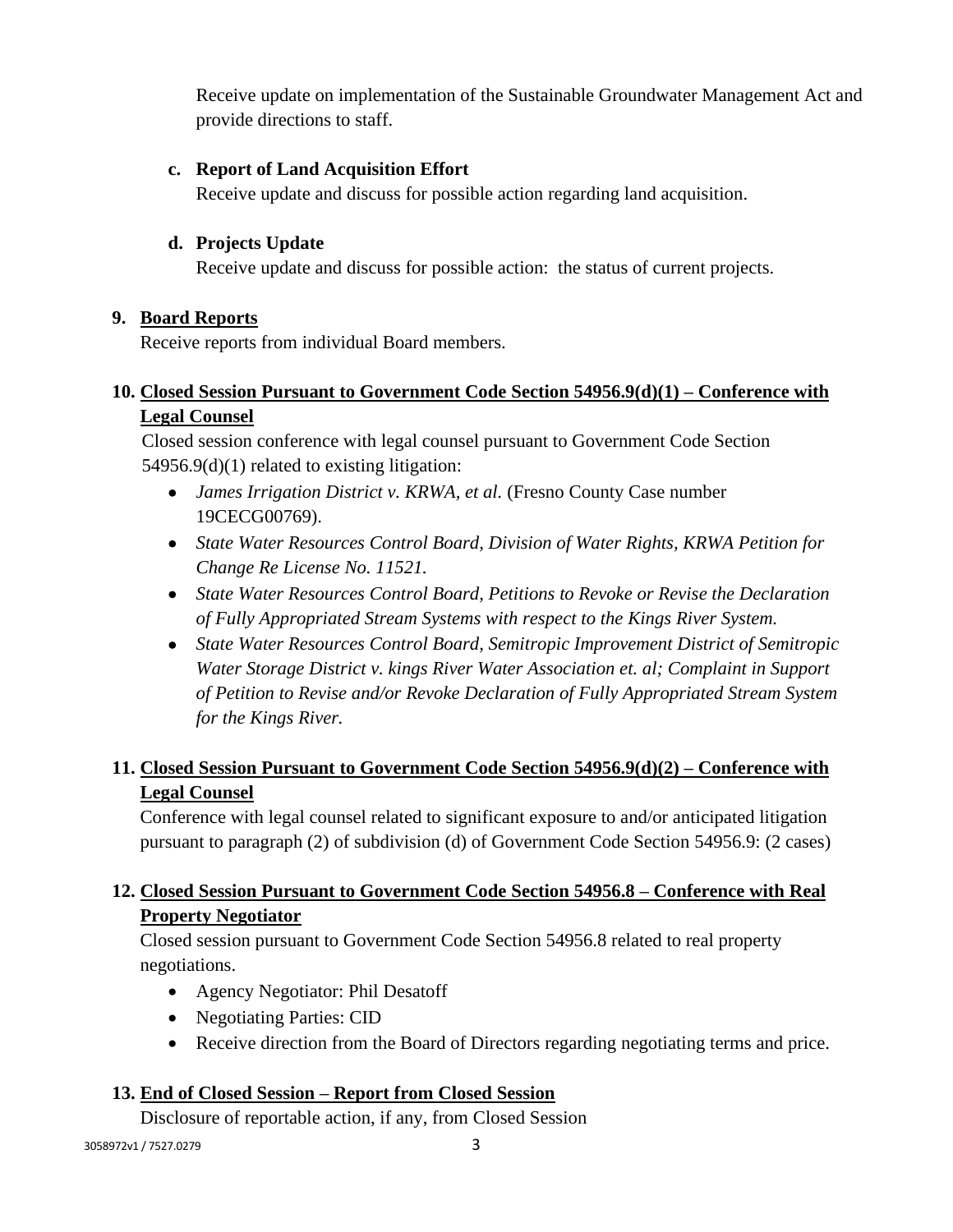Receive update on implementation of the Sustainable Groundwater Management Act and provide directions to staff.

**c. Report of Land Acquisition Effort**

Receive update and discuss for possible action regarding land acquisition.

**d. Projects Update**

Receive update and discuss for possible action: the status of current projects.

**9. Board Reports**

Receive reports from individual Board members.

**10. Closed Session Pursuant to Government Code Section 54956.9(d)(1) – Conference with Legal Counsel**

Closed session conference with legal counsel pursuant to Government Code Section 54956.9(d)(1) related to existing litigation:

- *James Irrigation District v. KRWA, et al.* (Fresno County Case number 19CECG00769).
- *State Water Resources Control Board, Division of Water Rights, KRWA Petition for Change Re License No. 11521.*
- *State Water Resources Control Board, Petitions to Revoke or Revise the Declaration of Fully Appropriated Stream Systems with respect to the Kings River System.*
- *State Water Resources Control Board, Semitropic Improvement District of Semitropic Water Storage District v. kings River Water Association et. al; Complaint in Support of Petition to Revise and/or Revoke Declaration of Fully Appropriated Stream System for the Kings River.*

**11. Closed Session Pursuant to Government Code Section 54956.9(d)(2) – Conference with Legal Counsel**

Conference with legal counsel related to significant exposure to and/or anticipated litigation pursuant to paragraph (2) of subdivision (d) of Government Code Section 54956.9: (2 cases)

**12. Closed Session Pursuant to Government Code Section 54956.8 – Conference with Real Property Negotiator**

Closed session pursuant to Government Code Section 54956.8 related to real property negotiations.

- Agency Negotiator: Phil Desatoff
- Negotiating Parties: CID
- Receive direction from the Board of Directors regarding negotiating terms and price.

**13. End of Closed Session – Report from Closed Session**

Disclosure of reportable action, if any, from Closed Session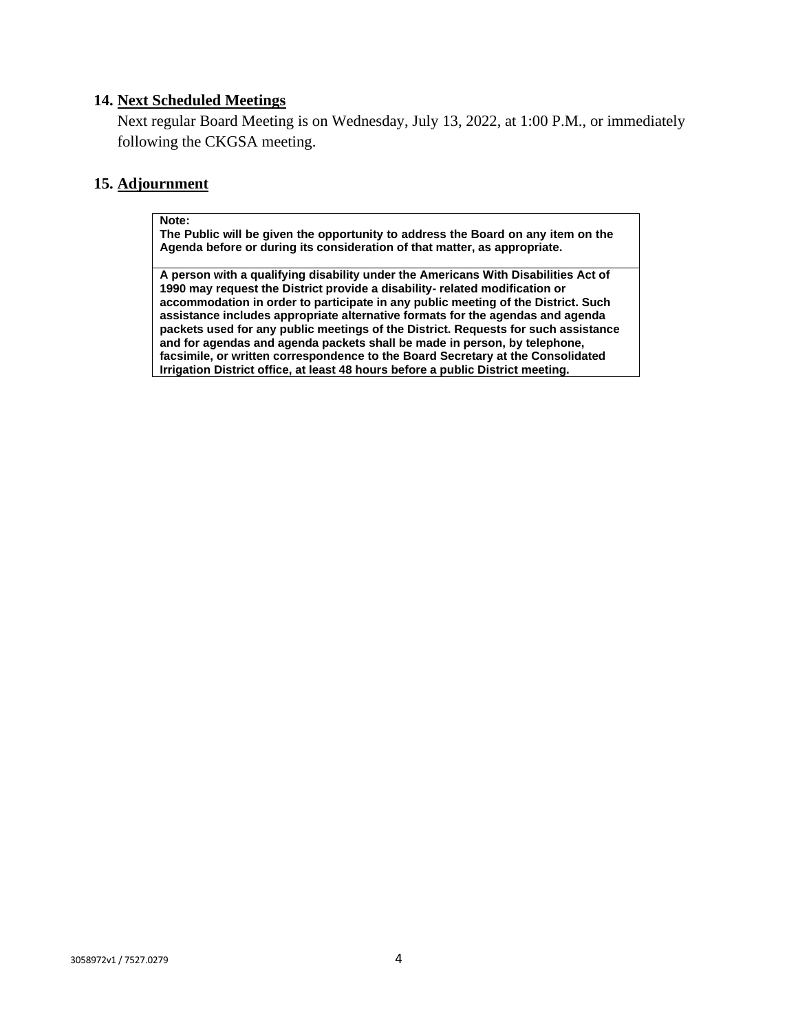**14. Next Scheduled Meetings**

Next regular Board Meeting is on Wednesday, July 13, 2022, at 1:00 P.M., or immediately following the CKGSA meeting.

**15. Adjournment**

| |
|---|
| **Note:**<br>**The Public will be given the opportunity to address the Board on any item on the Agenda before or during its consideration of that matter, as appropriate.** |
| **A person with a qualifying disability under the Americans With Disabilities Act of 1990 may request the District provide a disability- related modification or accommodation in order to participate in any public meeting of the District. Such assistance includes appropriate alternative formats for the agendas and agenda packets used for any public meetings of the District. Requests for such assistance and for agendas and agenda packets shall be made in person, by telephone, facsimile, or written correspondence to the Board Secretary at the Consolidated Irrigation District office, at least 48 hours before a public District meeting.** |

3058972v1 / 7527.0279